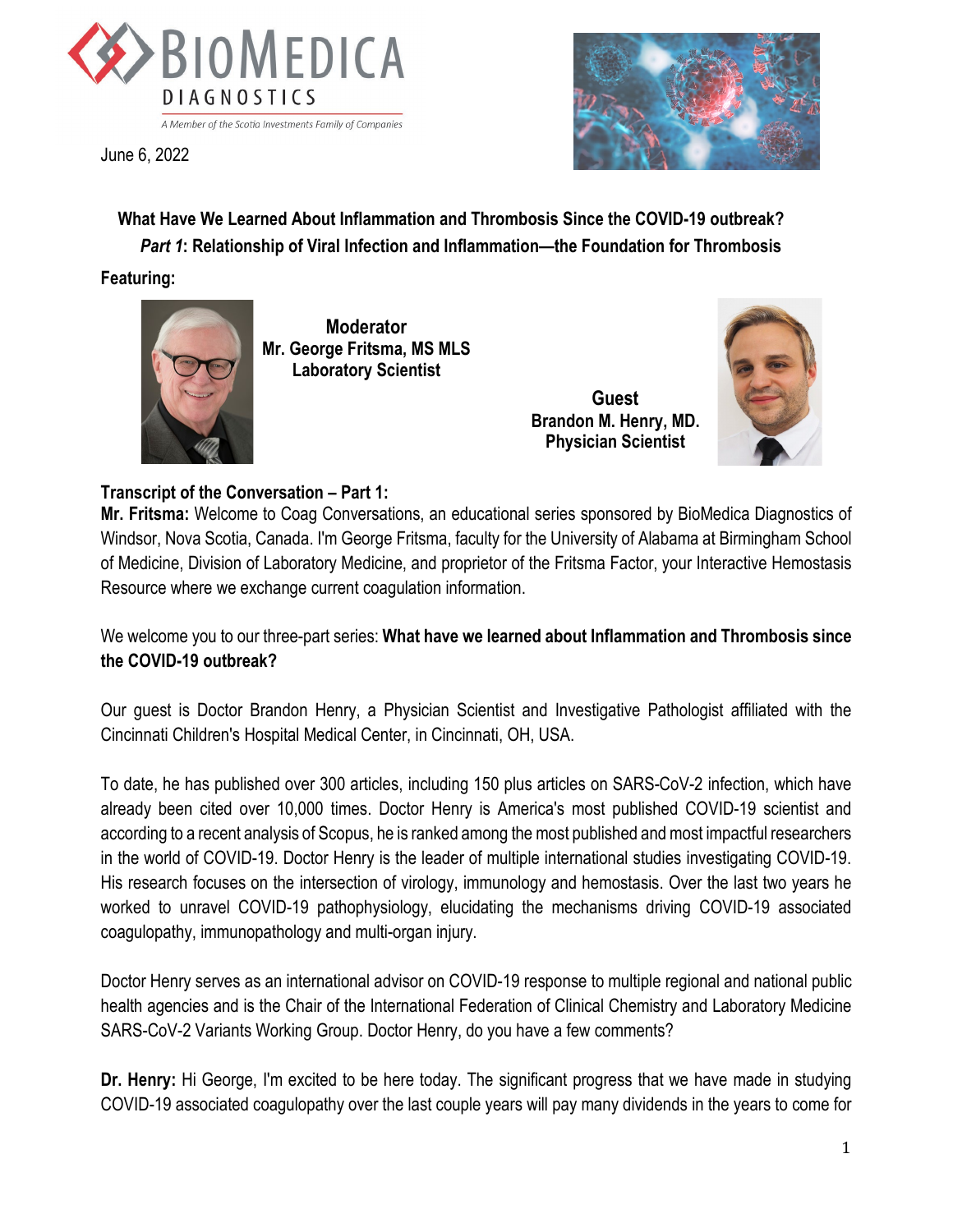BioMedica Diagnostics

*A Member of the Scotia Investments Family of Companies*

June 6, 2022

## What Have We Learned About Inflammation and Thrombosis Since the COVID-19 outbreak?

### *Part 1*: Relationship of Viral Infection and Inflammation—the Foundation for Thrombosis

**Featuring:**

**Moderator**
**Mr. George Fritsma, MS MLS**
**Laboratory Scientist**

**Guest**
**Brandon M. Henry, MD.**
**Physician Scientist**

**Transcript of the Conversation – Part 1:**

**Mr. Fritsma:** Welcome to Coag Conversations, an educational series sponsored by BioMedica Diagnostics of Windsor, Nova Scotia, Canada. I'm George Fritsma, faculty for the University of Alabama at Birmingham School of Medicine, Division of Laboratory Medicine, and proprietor of the Fritsma Factor, your Interactive Hemostasis Resource where we exchange current coagulation information.

We welcome you to our three-part series: **What have we learned about Inflammation and Thrombosis since the COVID-19 outbreak?**

Our guest is Doctor Brandon Henry, a Physician Scientist and Investigative Pathologist affiliated with the Cincinnati Children's Hospital Medical Center, in Cincinnati, OH, USA.

To date, he has published over 300 articles, including 150 plus articles on SARS-CoV-2 infection, which have already been cited over 10,000 times. Doctor Henry is America's most published COVID-19 scientist and according to a recent analysis of Scopus, he is ranked among the most published and most impactful researchers in the world of COVID-19. Doctor Henry is the leader of multiple international studies investigating COVID-19. His research focuses on the intersection of virology, immunology and hemostasis. Over the last two years he worked to unravel COVID-19 pathophysiology, elucidating the mechanisms driving COVID-19 associated coagulopathy, immunopathology and multi-organ injury.

Doctor Henry serves as an international advisor on COVID-19 response to multiple regional and national public health agencies and is the Chair of the International Federation of Clinical Chemistry and Laboratory Medicine SARS-CoV-2 Variants Working Group. Doctor Henry, do you have a few comments?

**Dr. Henry:** Hi George, I'm excited to be here today. The significant progress that we have made in studying COVID-19 associated coagulopathy over the last couple years will pay many dividends in the years to come for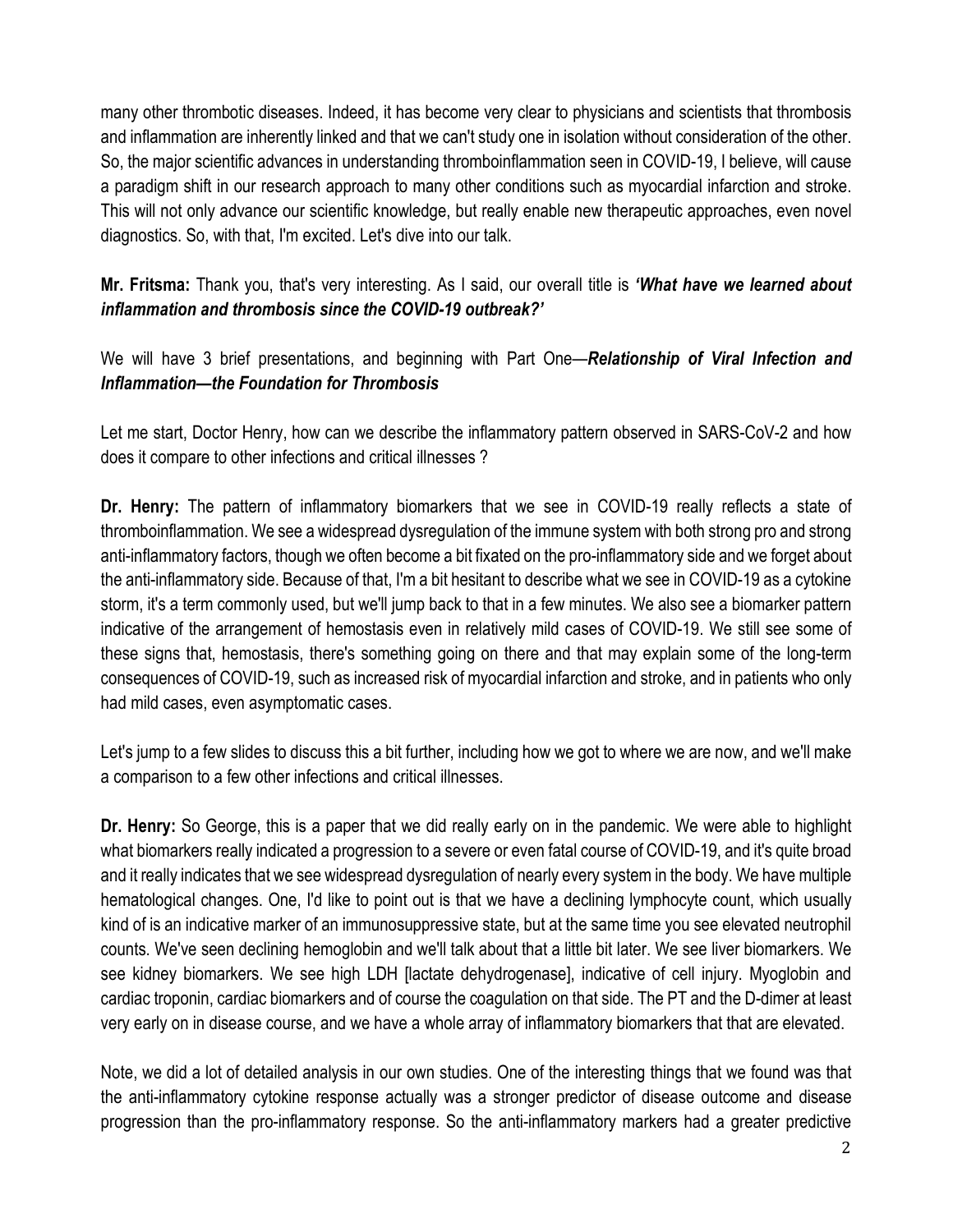many other thrombotic diseases. Indeed, it has become very clear to physicians and scientists that thrombosis and inflammation are inherently linked and that we can't study one in isolation without consideration of the other. So, the major scientific advances in understanding thromboinflammation seen in COVID-19, I believe, will cause a paradigm shift in our research approach to many other conditions such as myocardial infarction and stroke. This will not only advance our scientific knowledge, but really enable new therapeutic approaches, even novel diagnostics. So, with that, I'm excited. Let's dive into our talk.

**Mr. Fritsma:** Thank you, that's very interesting. As I said, our overall title is ***'What have we learned about inflammation and thrombosis since the COVID-19 outbreak?'***

We will have 3 brief presentations, and beginning with Part One—***Relationship of Viral Infection and Inflammation—the Foundation for Thrombosis***

Let me start, Doctor Henry, how can we describe the inflammatory pattern observed in SARS-CoV-2 and how does it compare to other infections and critical illnesses ?

**Dr. Henry:** The pattern of inflammatory biomarkers that we see in COVID-19 really reflects a state of thromboinflammation. We see a widespread dysregulation of the immune system with both strong pro and strong anti-inflammatory factors, though we often become a bit fixated on the pro-inflammatory side and we forget about the anti-inflammatory side. Because of that, I'm a bit hesitant to describe what we see in COVID-19 as a cytokine storm, it's a term commonly used, but we'll jump back to that in a few minutes. We also see a biomarker pattern indicative of the arrangement of hemostasis even in relatively mild cases of COVID-19. We still see some of these signs that, hemostasis, there's something going on there and that may explain some of the long-term consequences of COVID-19, such as increased risk of myocardial infarction and stroke, and in patients who only had mild cases, even asymptomatic cases.

Let's jump to a few slides to discuss this a bit further, including how we got to where we are now, and we'll make a comparison to a few other infections and critical illnesses.

**Dr. Henry:** So George, this is a paper that we did really early on in the pandemic. We were able to highlight what biomarkers really indicated a progression to a severe or even fatal course of COVID-19, and it's quite broad and it really indicates that we see widespread dysregulation of nearly every system in the body. We have multiple hematological changes. One, I'd like to point out is that we have a declining lymphocyte count, which usually kind of is an indicative marker of an immunosuppressive state, but at the same time you see elevated neutrophil counts. We've seen declining hemoglobin and we'll talk about that a little bit later. We see liver biomarkers. We see kidney biomarkers. We see high LDH [lactate dehydrogenase], indicative of cell injury. Myoglobin and cardiac troponin, cardiac biomarkers and of course the coagulation on that side. The PT and the D-dimer at least very early on in disease course, and we have a whole array of inflammatory biomarkers that that are elevated.

Note, we did a lot of detailed analysis in our own studies. One of the interesting things that we found was that the anti-inflammatory cytokine response actually was a stronger predictor of disease outcome and disease progression than the pro-inflammatory response. So the anti-inflammatory markers had a greater predictive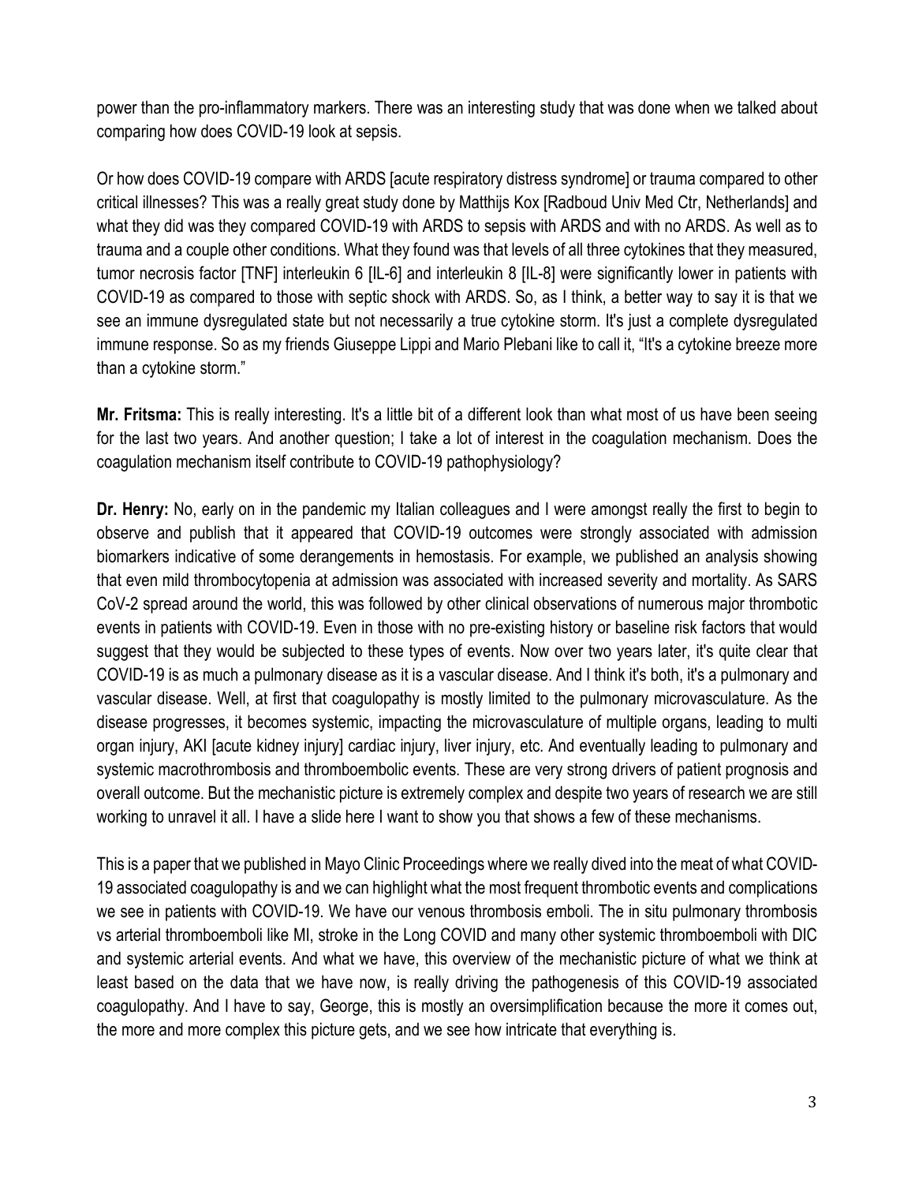power than the pro-inflammatory markers. There was an interesting study that was done when we talked about comparing how does COVID-19 look at sepsis.

Or how does COVID-19 compare with ARDS [acute respiratory distress syndrome] or trauma compared to other critical illnesses? This was a really great study done by Matthijs Kox [Radboud Univ Med Ctr, Netherlands] and what they did was they compared COVID-19 with ARDS to sepsis with ARDS and with no ARDS. As well as to trauma and a couple other conditions. What they found was that levels of all three cytokines that they measured, tumor necrosis factor [TNF] interleukin 6 [IL-6] and interleukin 8 [IL-8] were significantly lower in patients with COVID-19 as compared to those with septic shock with ARDS. So, as I think, a better way to say it is that we see an immune dysregulated state but not necessarily a true cytokine storm. It's just a complete dysregulated immune response. So as my friends Giuseppe Lippi and Mario Plebani like to call it, "It's a cytokine breeze more than a cytokine storm."

**Mr. Fritsma:** This is really interesting. It's a little bit of a different look than what most of us have been seeing for the last two years. And another question; I take a lot of interest in the coagulation mechanism. Does the coagulation mechanism itself contribute to COVID-19 pathophysiology?

**Dr. Henry:** No, early on in the pandemic my Italian colleagues and I were amongst really the first to begin to observe and publish that it appeared that COVID-19 outcomes were strongly associated with admission biomarkers indicative of some derangements in hemostasis. For example, we published an analysis showing that even mild thrombocytopenia at admission was associated with increased severity and mortality. As SARS CoV-2 spread around the world, this was followed by other clinical observations of numerous major thrombotic events in patients with COVID-19. Even in those with no pre-existing history or baseline risk factors that would suggest that they would be subjected to these types of events. Now over two years later, it's quite clear that COVID-19 is as much a pulmonary disease as it is a vascular disease. And I think it's both, it's a pulmonary and vascular disease. Well, at first that coagulopathy is mostly limited to the pulmonary microvasculature. As the disease progresses, it becomes systemic, impacting the microvasculature of multiple organs, leading to multi organ injury, AKI [acute kidney injury] cardiac injury, liver injury, etc. And eventually leading to pulmonary and systemic macrothrombosis and thromboembolic events. These are very strong drivers of patient prognosis and overall outcome. But the mechanistic picture is extremely complex and despite two years of research we are still working to unravel it all. I have a slide here I want to show you that shows a few of these mechanisms.

This is a paper that we published in Mayo Clinic Proceedings where we really dived into the meat of what COVID-19 associated coagulopathy is and we can highlight what the most frequent thrombotic events and complications we see in patients with COVID-19. We have our venous thrombosis emboli. The in situ pulmonary thrombosis vs arterial thromboemboli like MI, stroke in the Long COVID and many other systemic thromboemboli with DIC and systemic arterial events. And what we have, this overview of the mechanistic picture of what we think at least based on the data that we have now, is really driving the pathogenesis of this COVID-19 associated coagulopathy. And I have to say, George, this is mostly an oversimplification because the more it comes out, the more and more complex this picture gets, and we see how intricate that everything is.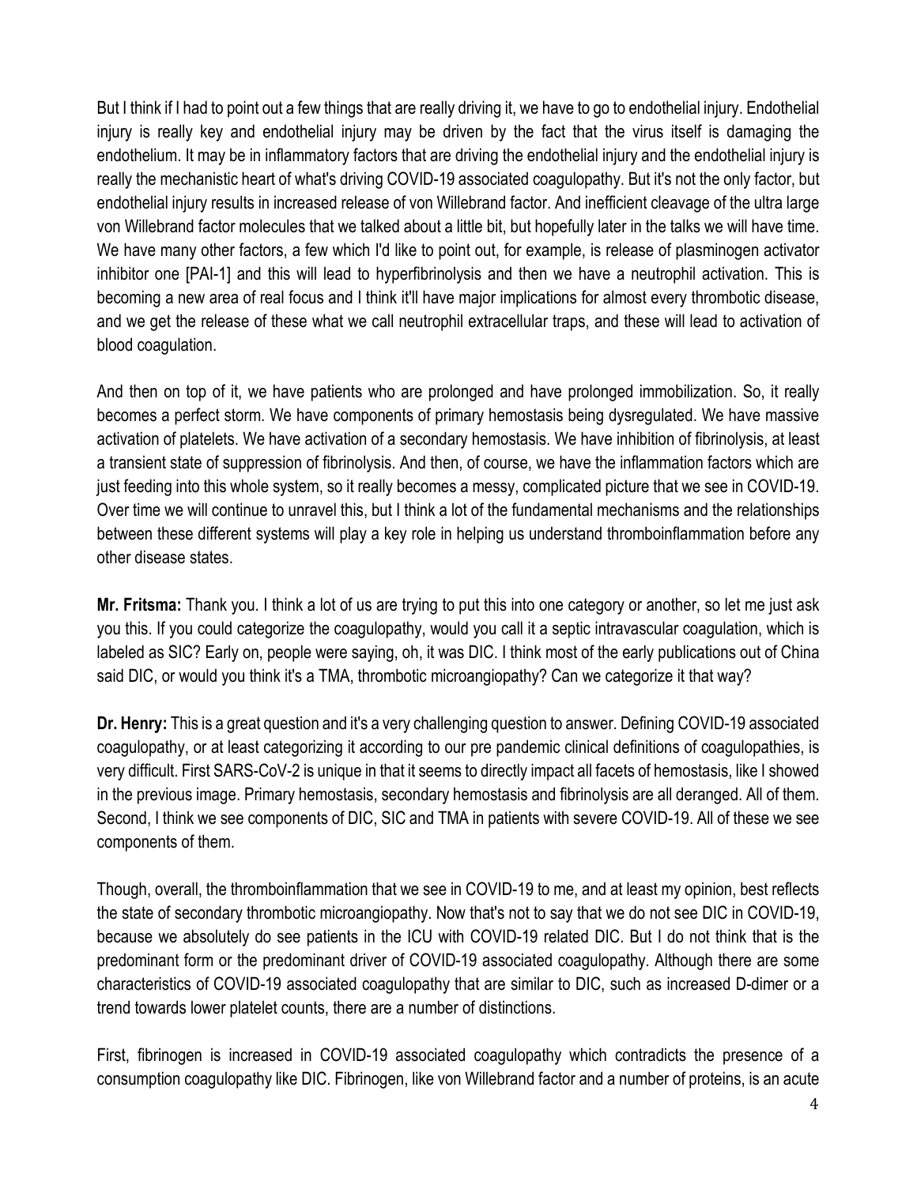But I think if I had to point out a few things that are really driving it, we have to go to endothelial injury. Endothelial injury is really key and endothelial injury may be driven by the fact that the virus itself is damaging the endothelium. It may be in inflammatory factors that are driving the endothelial injury and the endothelial injury is really the mechanistic heart of what's driving COVID-19 associated coagulopathy. But it's not the only factor, but endothelial injury results in increased release of von Willebrand factor. And inefficient cleavage of the ultra large von Willebrand factor molecules that we talked about a little bit, but hopefully later in the talks we will have time. We have many other factors, a few which I'd like to point out, for example, is release of plasminogen activator inhibitor one [PAI-1] and this will lead to hyperfibrinolysis and then we have a neutrophil activation. This is becoming a new area of real focus and I think it'll have major implications for almost every thrombotic disease, and we get the release of these what we call neutrophil extracellular traps, and these will lead to activation of blood coagulation.

And then on top of it, we have patients who are prolonged and have prolonged immobilization. So, it really becomes a perfect storm. We have components of primary hemostasis being dysregulated. We have massive activation of platelets. We have activation of a secondary hemostasis. We have inhibition of fibrinolysis, at least a transient state of suppression of fibrinolysis. And then, of course, we have the inflammation factors which are just feeding into this whole system, so it really becomes a messy, complicated picture that we see in COVID-19. Over time we will continue to unravel this, but I think a lot of the fundamental mechanisms and the relationships between these different systems will play a key role in helping us understand thromboinflammation before any other disease states.

**Mr. Fritsma:** Thank you. I think a lot of us are trying to put this into one category or another, so let me just ask you this. If you could categorize the coagulopathy, would you call it a septic intravascular coagulation, which is labeled as SIC? Early on, people were saying, oh, it was DIC. I think most of the early publications out of China said DIC, or would you think it's a TMA, thrombotic microangiopathy? Can we categorize it that way?

**Dr. Henry:** This is a great question and it's a very challenging question to answer. Defining COVID-19 associated coagulopathy, or at least categorizing it according to our pre pandemic clinical definitions of coagulopathies, is very difficult. First SARS-CoV-2 is unique in that it seems to directly impact all facets of hemostasis, like I showed in the previous image. Primary hemostasis, secondary hemostasis and fibrinolysis are all deranged. All of them. Second, I think we see components of DIC, SIC and TMA in patients with severe COVID-19. All of these we see components of them.

Though, overall, the thromboinflammation that we see in COVID-19 to me, and at least my opinion, best reflects the state of secondary thrombotic microangiopathy. Now that's not to say that we do not see DIC in COVID-19, because we absolutely do see patients in the ICU with COVID-19 related DIC. But I do not think that is the predominant form or the predominant driver of COVID-19 associated coagulopathy. Although there are some characteristics of COVID-19 associated coagulopathy that are similar to DIC, such as increased D-dimer or a trend towards lower platelet counts, there are a number of distinctions.

First, fibrinogen is increased in COVID-19 associated coagulopathy which contradicts the presence of a consumption coagulopathy like DIC. Fibrinogen, like von Willebrand factor and a number of proteins, is an acute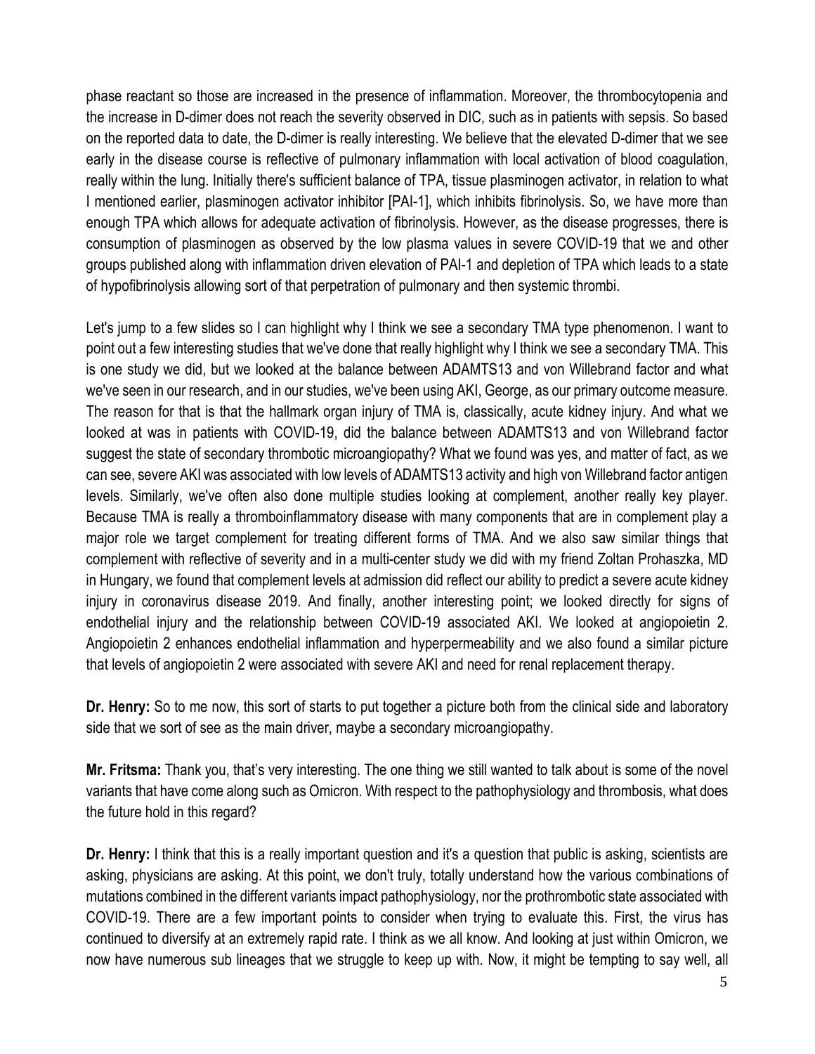phase reactant so those are increased in the presence of inflammation. Moreover, the thrombocytopenia and the increase in D-dimer does not reach the severity observed in DIC, such as in patients with sepsis. So based on the reported data to date, the D-dimer is really interesting. We believe that the elevated D-dimer that we see early in the disease course is reflective of pulmonary inflammation with local activation of blood coagulation, really within the lung. Initially there's sufficient balance of TPA, tissue plasminogen activator, in relation to what I mentioned earlier, plasminogen activator inhibitor [PAI-1], which inhibits fibrinolysis. So, we have more than enough TPA which allows for adequate activation of fibrinolysis. However, as the disease progresses, there is consumption of plasminogen as observed by the low plasma values in severe COVID-19 that we and other groups published along with inflammation driven elevation of PAI-1 and depletion of TPA which leads to a state of hypofibrinolysis allowing sort of that perpetration of pulmonary and then systemic thrombi.

Let's jump to a few slides so I can highlight why I think we see a secondary TMA type phenomenon. I want to point out a few interesting studies that we've done that really highlight why I think we see a secondary TMA. This is one study we did, but we looked at the balance between ADAMTS13 and von Willebrand factor and what we've seen in our research, and in our studies, we've been using AKI, George, as our primary outcome measure. The reason for that is that the hallmark organ injury of TMA is, classically, acute kidney injury. And what we looked at was in patients with COVID-19, did the balance between ADAMTS13 and von Willebrand factor suggest the state of secondary thrombotic microangiopathy? What we found was yes, and matter of fact, as we can see, severe AKI was associated with low levels of ADAMTS13 activity and high von Willebrand factor antigen levels. Similarly, we've often also done multiple studies looking at complement, another really key player. Because TMA is really a thromboinflammatory disease with many components that are in complement play a major role we target complement for treating different forms of TMA. And we also saw similar things that complement with reflective of severity and in a multi-center study we did with my friend Zoltan Prohaszka, MD in Hungary, we found that complement levels at admission did reflect our ability to predict a severe acute kidney injury in coronavirus disease 2019. And finally, another interesting point; we looked directly for signs of endothelial injury and the relationship between COVID-19 associated AKI. We looked at angiopoietin 2. Angiopoietin 2 enhances endothelial inflammation and hyperpermeability and we also found a similar picture that levels of angiopoietin 2 were associated with severe AKI and need for renal replacement therapy.

**Dr. Henry:** So to me now, this sort of starts to put together a picture both from the clinical side and laboratory side that we sort of see as the main driver, maybe a secondary microangiopathy.

**Mr. Fritsma:** Thank you, that's very interesting. The one thing we still wanted to talk about is some of the novel variants that have come along such as Omicron. With respect to the pathophysiology and thrombosis, what does the future hold in this regard?

**Dr. Henry:** I think that this is a really important question and it's a question that public is asking, scientists are asking, physicians are asking. At this point, we don't truly, totally understand how the various combinations of mutations combined in the different variants impact pathophysiology, nor the prothrombotic state associated with COVID-19. There are a few important points to consider when trying to evaluate this. First, the virus has continued to diversify at an extremely rapid rate. I think as we all know. And looking at just within Omicron, we now have numerous sub lineages that we struggle to keep up with. Now, it might be tempting to say well, all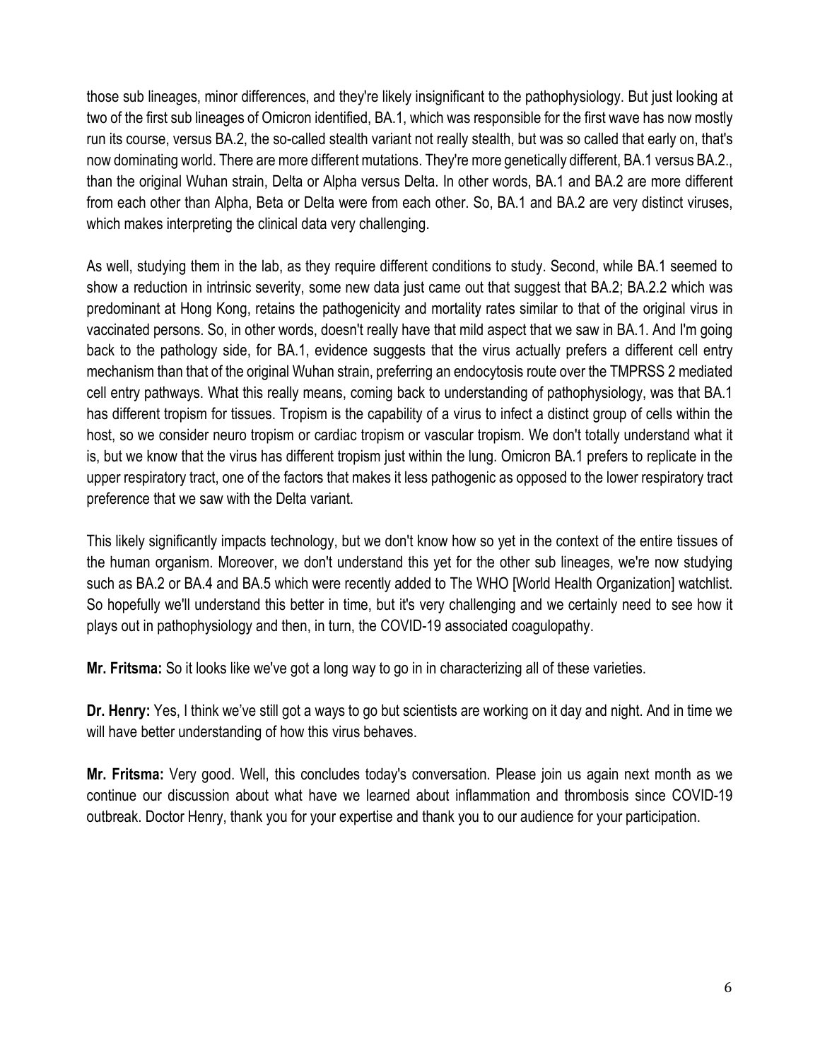those sub lineages, minor differences, and they're likely insignificant to the pathophysiology. But just looking at two of the first sub lineages of Omicron identified, BA.1, which was responsible for the first wave has now mostly run its course, versus BA.2, the so-called stealth variant not really stealth, but was so called that early on, that's now dominating world. There are more different mutations. They're more genetically different, BA.1 versus BA.2., than the original Wuhan strain, Delta or Alpha versus Delta. In other words, BA.1 and BA.2 are more different from each other than Alpha, Beta or Delta were from each other. So, BA.1 and BA.2 are very distinct viruses, which makes interpreting the clinical data very challenging.

As well, studying them in the lab, as they require different conditions to study. Second, while BA.1 seemed to show a reduction in intrinsic severity, some new data just came out that suggest that BA.2; BA.2.2 which was predominant at Hong Kong, retains the pathogenicity and mortality rates similar to that of the original virus in vaccinated persons. So, in other words, doesn't really have that mild aspect that we saw in BA.1. And I'm going back to the pathology side, for BA.1, evidence suggests that the virus actually prefers a different cell entry mechanism than that of the original Wuhan strain, preferring an endocytosis route over the TMPRSS 2 mediated cell entry pathways. What this really means, coming back to understanding of pathophysiology, was that BA.1 has different tropism for tissues. Tropism is the capability of a virus to infect a distinct group of cells within the host, so we consider neuro tropism or cardiac tropism or vascular tropism. We don't totally understand what it is, but we know that the virus has different tropism just within the lung. Omicron BA.1 prefers to replicate in the upper respiratory tract, one of the factors that makes it less pathogenic as opposed to the lower respiratory tract preference that we saw with the Delta variant.

This likely significantly impacts technology, but we don't know how so yet in the context of the entire tissues of the human organism. Moreover, we don't understand this yet for the other sub lineages, we're now studying such as BA.2 or BA.4 and BA.5 which were recently added to The WHO [World Health Organization] watchlist. So hopefully we'll understand this better in time, but it's very challenging and we certainly need to see how it plays out in pathophysiology and then, in turn, the COVID-19 associated coagulopathy.

**Mr. Fritsma:** So it looks like we've got a long way to go in in characterizing all of these varieties.

**Dr. Henry:** Yes, I think we've still got a ways to go but scientists are working on it day and night. And in time we will have better understanding of how this virus behaves.

**Mr. Fritsma:** Very good. Well, this concludes today's conversation. Please join us again next month as we continue our discussion about what have we learned about inflammation and thrombosis since COVID-19 outbreak. Doctor Henry, thank you for your expertise and thank you to our audience for your participation.